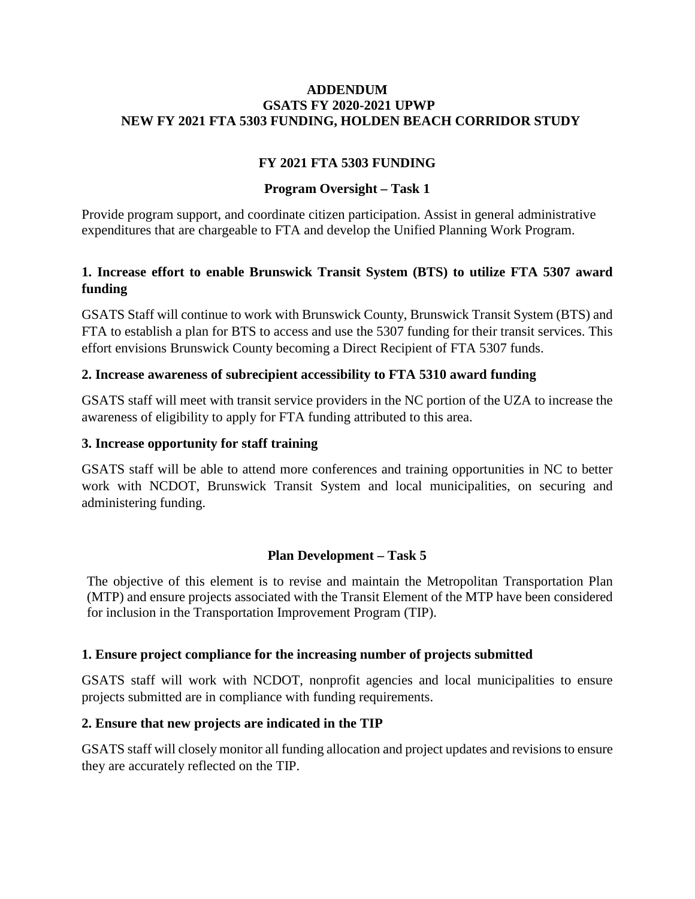# ADDENDUM
# GSATS FY 2020-2021 UPWP
# NEW FY 2021 FTA 5303 FUNDING, HOLDEN BEACH CORRIDOR STUDY

## FY 2021 FTA 5303 FUNDING

### Program Oversight – Task 1

Provide program support, and coordinate citizen participation. Assist in general administrative expenditures that are chargeable to FTA and develop the Unified Planning Work Program.

#### 1. Increase effort to enable Brunswick Transit System (BTS) to utilize FTA 5307 award funding

GSATS Staff will continue to work with Brunswick County, Brunswick Transit System (BTS) and FTA to establish a plan for BTS to access and use the 5307 funding for their transit services. This effort envisions Brunswick County becoming a Direct Recipient of FTA 5307 funds.

#### 2. Increase awareness of subrecipient accessibility to FTA 5310 award funding

GSATS staff will meet with transit service providers in the NC portion of the UZA to increase the awareness of eligibility to apply for FTA funding attributed to this area.

#### 3. Increase opportunity for staff training

GSATS staff will be able to attend more conferences and training opportunities in NC to better work with NCDOT, Brunswick Transit System and local municipalities, on securing and administering funding.

### Plan Development – Task 5

The objective of this element is to revise and maintain the Metropolitan Transportation Plan (MTP) and ensure projects associated with the Transit Element of the MTP have been considered for inclusion in the Transportation Improvement Program (TIP).

#### 1. Ensure project compliance for the increasing number of projects submitted

GSATS staff will work with NCDOT, nonprofit agencies and local municipalities to ensure projects submitted are in compliance with funding requirements.

#### 2. Ensure that new projects are indicated in the TIP

GSATS staff will closely monitor all funding allocation and project updates and revisions to ensure they are accurately reflected on the TIP.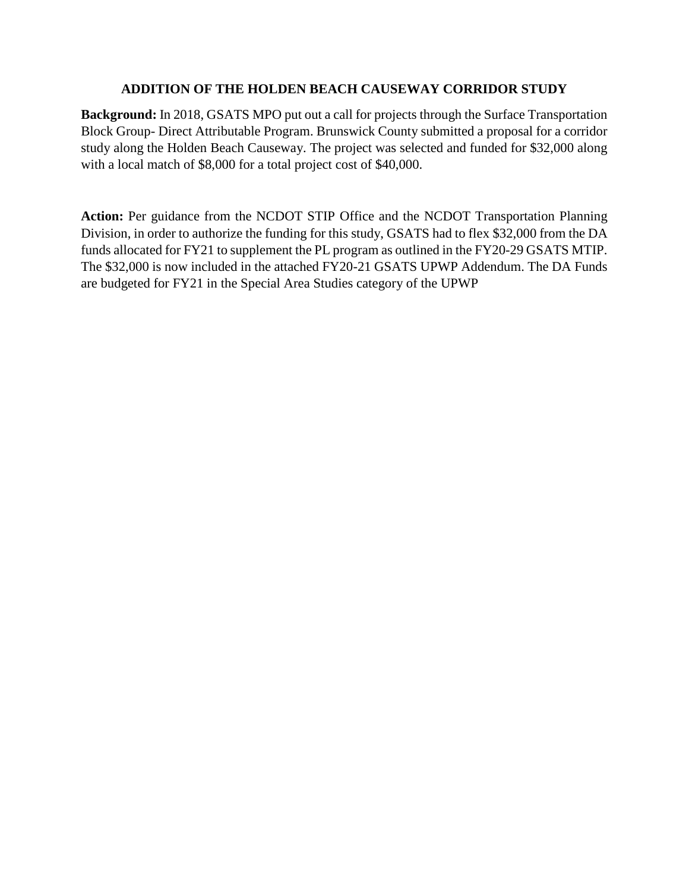# ADDITION OF THE HOLDEN BEACH CAUSEWAY CORRIDOR STUDY

**Background:** In 2018, GSATS MPO put out a call for projects through the Surface Transportation Block Group- Direct Attributable Program. Brunswick County submitted a proposal for a corridor study along the Holden Beach Causeway. The project was selected and funded for $32,000 along with a local match of $8,000 for a total project cost of $40,000.

**Action:** Per guidance from the NCDOT STIP Office and the NCDOT Transportation Planning Division, in order to authorize the funding for this study, GSATS had to flex $32,000 from the DA funds allocated for FY21 to supplement the PL program as outlined in the FY20-29 GSATS MTIP. The $32,000 is now included in the attached FY20-21 GSATS UPWP Addendum. The DA Funds are budgeted for FY21 in the Special Area Studies category of the UPWP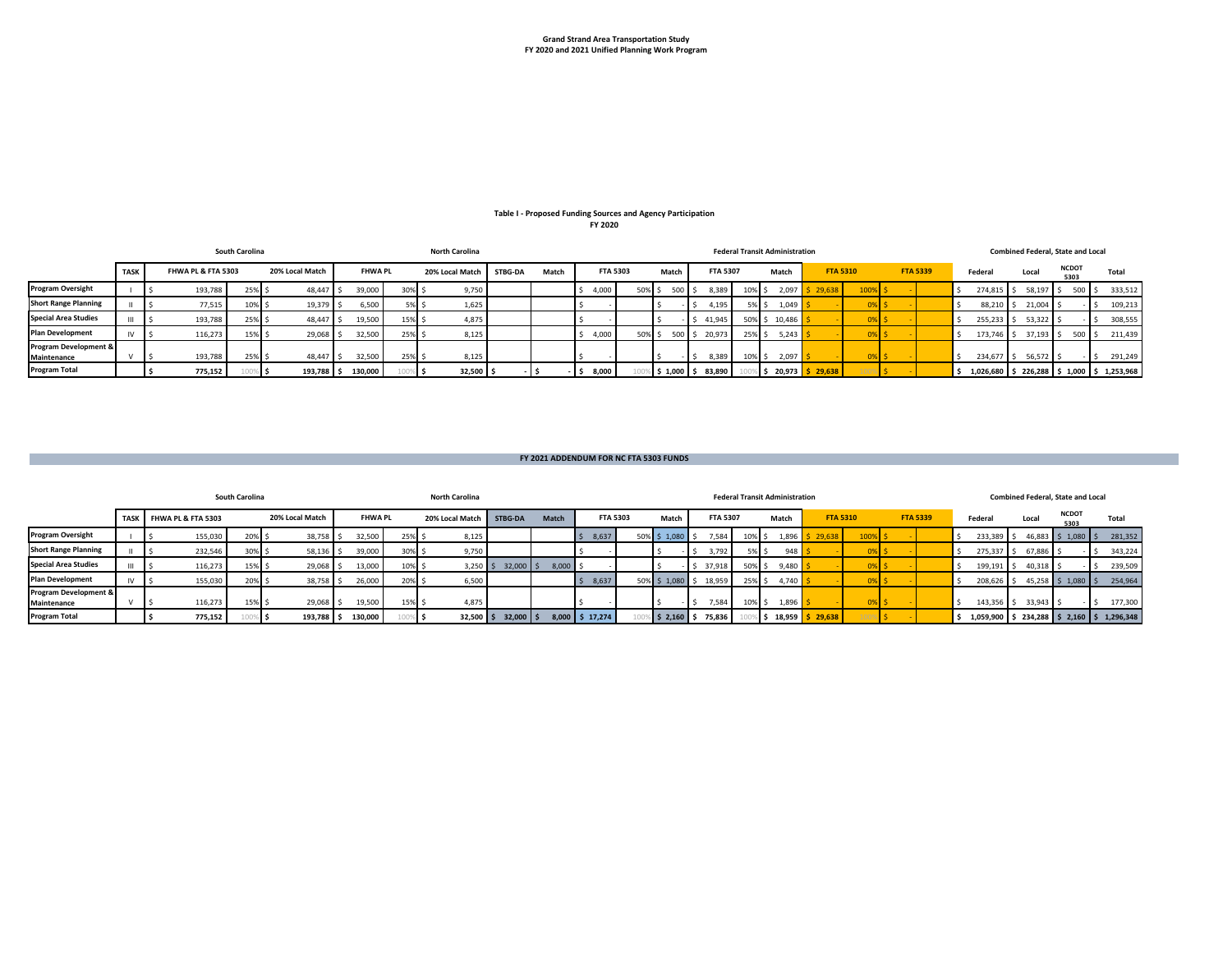**Grand Strand Area Transportation Study**
**FY 2020 and 2021 Unified Planning Work Program**

### Table I - Proposed Funding Sources and Agency Participation
**FY 2020**

| | | South Carolina | | | | | North Carolina | | | | Federal Transit Administration | | | | | | | | | | Combined Federal, State and Local | | | |
|---|---|---|---|---|---|---|---|---|---|---|---|---|---|---|---|---|---|---|---|---|---|---|---|
| | TASK | FHWA PL & FTA 5303 | | 20% Local Match | FHWA PL | | 20% Local Match | STBG-DA | Match | FTA 5303 | | Match | FTA 5307 | | Match | FTA 5310 | | FTA 5339 | | Federal | Local | NCDOT 5303 | Total |
| Program Oversight | I | $ 193,788 | 25% | $ 48,447 | $ 39,000 | 30% | $ 9,750 | | | $ 4,000 | 50% | $ 500 | $ 8,389 | 10% | $ 2,097 | $ 29,638 | 100% | $ - | | $ 274,815 | $ 58,197 | $ 500 | $ 333,512 |
| Short Range Planning | II | $ 77,515 | 10% | $ 19,379 | $ 6,500 | 5% | $ 1,625 | | | $ - | | $ - | $ 4,195 | 5% | $ 1,049 | $ - | 0% | $ - | | $ 88,210 | $ 21,004 | $ - | $ 109,213 |
| Special Area Studies | III | $ 193,788 | 25% | $ 48,447 | $ 19,500 | 15% | $ 4,875 | | | $ - | | $ - | $ 41,945 | 50% | $ 10,486 | $ - | 0% | $ - | | $ 255,233 | $ 53,322 | $ - | $ 308,555 |
| Plan Development | IV | $ 116,273 | 15% | $ 29,068 | $ 32,500 | 25% | $ 8,125 | | | $ 4,000 | 50% | $ 500 | $ 20,973 | 25% | $ 5,243 | $ - | 0% | $ - | | $ 173,746 | $ 37,193 | $ 500 | $ 211,439 |
| Program Development & Maintenance | V | $ 193,788 | 25% | $ 48,447 | $ 32,500 | 25% | $ 8,125 | | | $ - | | $ - | $ 8,389 | 10% | $ 2,097 | $ - | 0% | $ - | | $ 234,677 | $ 56,572 | $ - | $ 291,249 |
| **Program Total** | | **$ 775,152** | 100% | **$ 193,788** | **$ 130,000** | 100% | **$ 32,500** | **$ -** | **$ -** | **$ 8,000** | 100% | **$ 1,000** | **$ 83,890** | 100% | **$ 20,973** | **$ 29,638** | 100% | **$ -** | | **$ 1,026,680** | **$ 226,288** | **$ 1,000** | **$ 1,253,968** |

### FY 2021 ADDENDUM FOR NC FTA 5303 FUNDS

| | | South Carolina | | | | | North Carolina | | | | Federal Transit Administration | | | | | | | | | | Combined Federal, State and Local | | | |
|---|---|---|---|---|---|---|---|---|---|---|---|---|---|---|---|---|---|---|---|---|---|---|---|
| | TASK | FHWA PL & FTA 5303 | | 20% Local Match | FHWA PL | | 20% Local Match | STBG-DA | Match | FTA 5303 | | Match | FTA 5307 | | Match | FTA 5310 | | FTA 5339 | | Federal | Local | NCDOT 5303 | Total |
| Program Oversight | I | $ 155,030 | 20% | $ 38,758 | $ 32,500 | 25% | $ 8,125 | | | $ 8,637 | 50% | $ 1,080 | $ 7,584 | 10% | $ 1,896 | $ 29,638 | 100% | $ - | | $ 233,389 | $ 46,883 | $ 1,080 | $ 281,352 |
| Short Range Planning | II | $ 232,546 | 30% | $ 58,136 | $ 39,000 | 30% | $ 9,750 | | | $ - | | $ - | $ 3,792 | 5% | $ 948 | $ - | 0% | $ - | | $ 275,337 | $ 67,886 | $ - | $ 343,224 |
| Special Area Studies | III | $ 116,273 | 15% | $ 29,068 | $ 13,000 | 10% | $ 3,250 | $ 32,000 | $ 8,000 | $ - | | $ - | $ 37,918 | 50% | $ 9,480 | $ - | 0% | $ - | | $ 199,191 | $ 40,318 | $ - | $ 239,509 |
| Plan Development | IV | $ 155,030 | 20% | $ 38,758 | $ 26,000 | 20% | $ 6,500 | | | $ 8,637 | 50% | $ 1,080 | $ 18,959 | 25% | $ 4,740 | $ - | 0% | $ - | | $ 208,626 | $ 45,258 | $ 1,080 | $ 254,964 |
| Program Development & Maintenance | V | $ 116,273 | 15% | $ 29,068 | $ 19,500 | 15% | $ 4,875 | | | $ - | | $ - | $ 7,584 | 10% | $ 1,896 | $ - | 0% | $ - | | $ 143,356 | $ 33,943 | $ - | $ 177,300 |
| **Program Total** | | **$ 775,152** | 100% | **$ 193,788** | **$ 130,000** | 100% | **$ 32,500** | **$ 32,000** | **$ 8,000** | **$ 17,274** | 100% | **$ 2,160** | **$ 75,836** | 100% | **$ 18,959** | **$ 29,638** | 100% | **$ -** | | **$ 1,059,900** | **$ 234,288** | **$ 2,160** | **$ 1,296,348** |